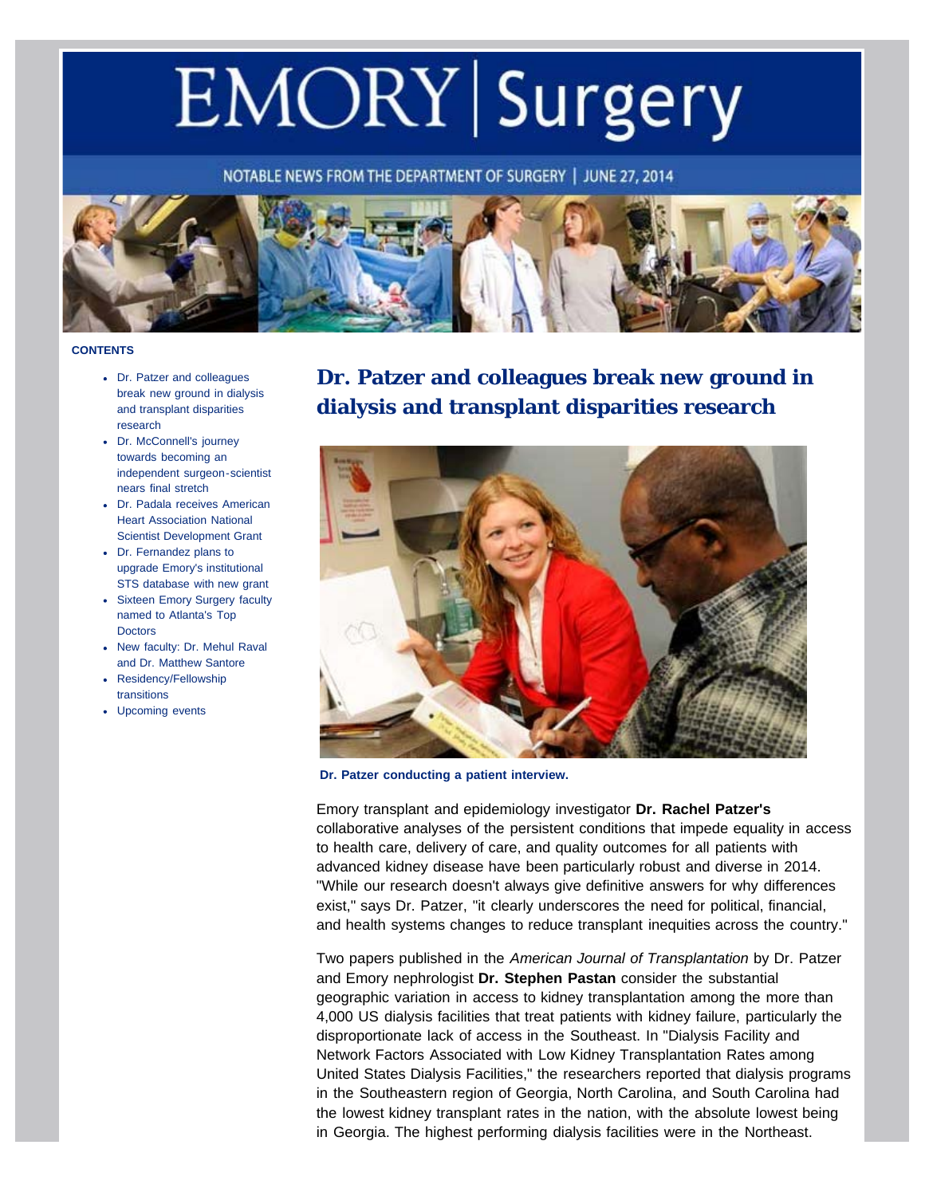# EMORY | Surgery

NOTABLE NEWS FROM THE DEPARTMENT OF SURGERY | JUNE 27, 2014

**CONTENTS**

- Dr. Patzer and colleagues break new ground in dialysis and transplant disparities research
- Dr. McConnell's journey towards becoming an independent surgeon-scientist nears final stretch
- Dr. Padala receives American Heart Association National Scientist Development Grant
- Dr. Fernandez plans to upgrade Emory's institutional STS database with new grant
- Sixteen Emory Surgery faculty named to Atlanta's Top Doctors
- New faculty: Dr. Mehul Raval and Dr. Matthew Santore
- Residency/Fellowship transitions
- Upcoming events

## Dr. Patzer and colleagues break new ground in dialysis and transplant disparities research

**Dr. Patzer conducting a patient interview.**

Emory transplant and epidemiology investigator **Dr. Rachel Patzer's** collaborative analyses of the persistent conditions that impede equality in access to health care, delivery of care, and quality outcomes for all patients with advanced kidney disease have been particularly robust and diverse in 2014. "While our research doesn't always give definitive answers for why differences exist," says Dr. Patzer, "it clearly underscores the need for political, financial, and health systems changes to reduce transplant inequities across the country."

Two papers published in the *American Journal of Transplantation* by Dr. Patzer and Emory nephrologist **Dr. Stephen Pastan** consider the substantial geographic variation in access to kidney transplantation among the more than 4,000 US dialysis facilities that treat patients with kidney failure, particularly the disproportionate lack of access in the Southeast. In "Dialysis Facility and Network Factors Associated with Low Kidney Transplantation Rates among United States Dialysis Facilities," the researchers reported that dialysis programs in the Southeastern region of Georgia, North Carolina, and South Carolina had the lowest kidney transplant rates in the nation, with the absolute lowest being in Georgia. The highest performing dialysis facilities were in the Northeast.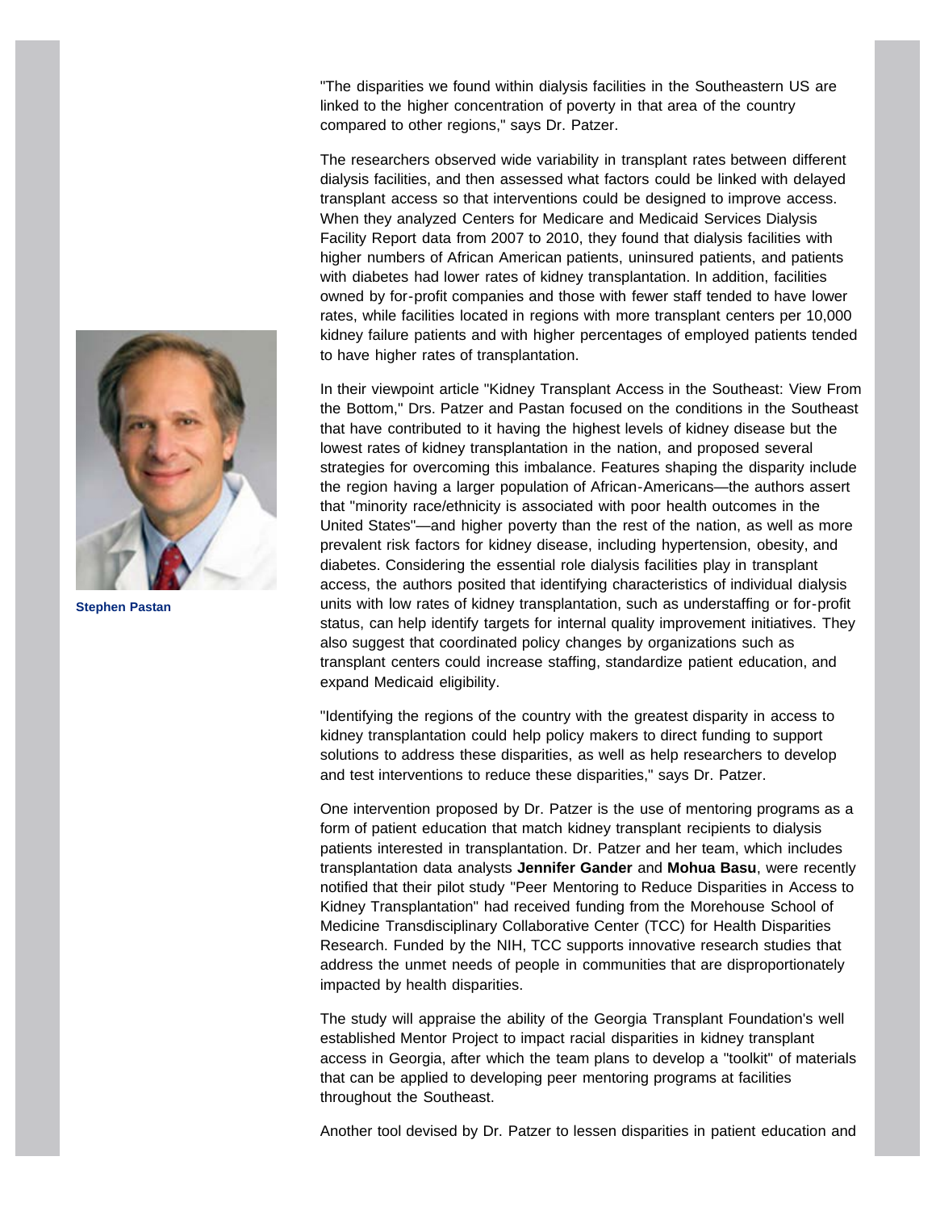"The disparities we found within dialysis facilities in the Southeastern US are linked to the higher concentration of poverty in that area of the country compared to other regions," says Dr. Patzer.

The researchers observed wide variability in transplant rates between different dialysis facilities, and then assessed what factors could be linked with delayed transplant access so that interventions could be designed to improve access. When they analyzed Centers for Medicare and Medicaid Services Dialysis Facility Report data from 2007 to 2010, they found that dialysis facilities with higher numbers of African American patients, uninsured patients, and patients with diabetes had lower rates of kidney transplantation. In addition, facilities owned by for-profit companies and those with fewer staff tended to have lower rates, while facilities located in regions with more transplant centers per 10,000 kidney failure patients and with higher percentages of employed patients tended to have higher rates of transplantation.

**Stephen Pastan**

In their viewpoint article "Kidney Transplant Access in the Southeast: View From the Bottom," Drs. Patzer and Pastan focused on the conditions in the Southeast that have contributed to it having the highest levels of kidney disease but the lowest rates of kidney transplantation in the nation, and proposed several strategies for overcoming this imbalance. Features shaping the disparity include the region having a larger population of African-Americans—the authors assert that "minority race/ethnicity is associated with poor health outcomes in the United States"—and higher poverty than the rest of the nation, as well as more prevalent risk factors for kidney disease, including hypertension, obesity, and diabetes. Considering the essential role dialysis facilities play in transplant access, the authors posited that identifying characteristics of individual dialysis units with low rates of kidney transplantation, such as understaffing or for-profit status, can help identify targets for internal quality improvement initiatives. They also suggest that coordinated policy changes by organizations such as transplant centers could increase staffing, standardize patient education, and expand Medicaid eligibility.

"Identifying the regions of the country with the greatest disparity in access to kidney transplantation could help policy makers to direct funding to support solutions to address these disparities, as well as help researchers to develop and test interventions to reduce these disparities," says Dr. Patzer.

One intervention proposed by Dr. Patzer is the use of mentoring programs as a form of patient education that match kidney transplant recipients to dialysis patients interested in transplantation. Dr. Patzer and her team, which includes transplantation data analysts **Jennifer Gander** and **Mohua Basu**, were recently notified that their pilot study "Peer Mentoring to Reduce Disparities in Access to Kidney Transplantation" had received funding from the Morehouse School of Medicine Transdisciplinary Collaborative Center (TCC) for Health Disparities Research. Funded by the NIH, TCC supports innovative research studies that address the unmet needs of people in communities that are disproportionately impacted by health disparities.

The study will appraise the ability of the Georgia Transplant Foundation's well established Mentor Project to impact racial disparities in kidney transplant access in Georgia, after which the team plans to develop a "toolkit" of materials that can be applied to developing peer mentoring programs at facilities throughout the Southeast.

Another tool devised by Dr. Patzer to lessen disparities in patient education and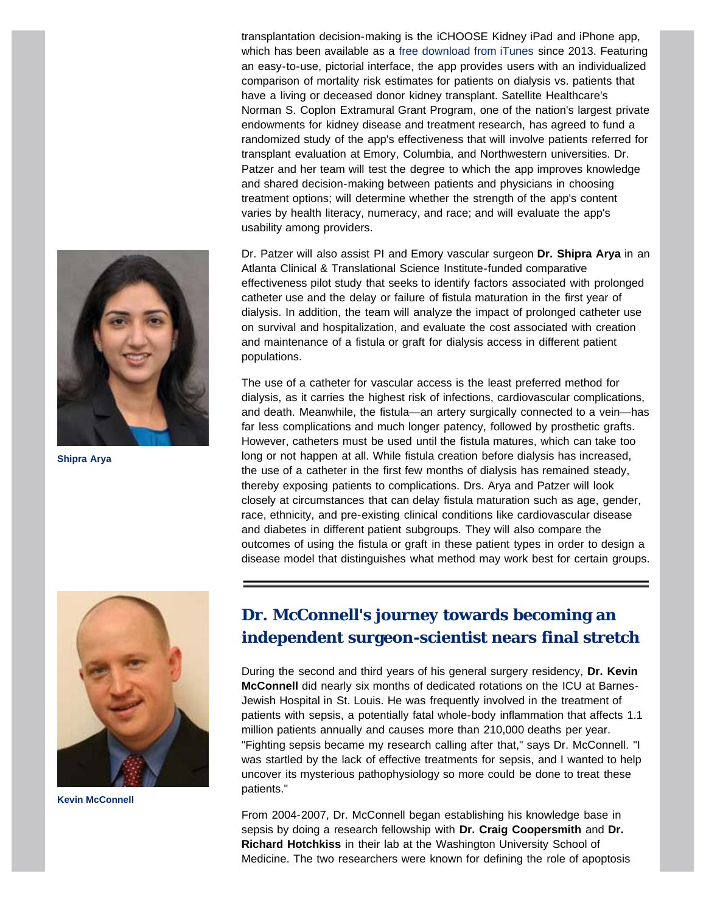transplantation decision-making is the iCHOOSE Kidney iPad and iPhone app, which has been available as a free download from iTunes since 2013. Featuring an easy-to-use, pictorial interface, the app provides users with an individualized comparison of mortality risk estimates for patients on dialysis vs. patients that have a living or deceased donor kidney transplant. Satellite Healthcare's Norman S. Coplon Extramural Grant Program, one of the nation's largest private endowments for kidney disease and treatment research, has agreed to fund a randomized study of the app's effectiveness that will involve patients referred for transplant evaluation at Emory, Columbia, and Northwestern universities. Dr. Patzer and her team will test the degree to which the app improves knowledge and shared decision-making between patients and physicians in choosing treatment options; will determine whether the strength of the app's content varies by health literacy, numeracy, and race; and will evaluate the app's usability among providers.

Shipra Arya

Dr. Patzer will also assist PI and Emory vascular surgeon **Dr. Shipra Arya** in an Atlanta Clinical & Translational Science Institute-funded comparative effectiveness pilot study that seeks to identify factors associated with prolonged catheter use and the delay or failure of fistula maturation in the first year of dialysis. In addition, the team will analyze the impact of prolonged catheter use on survival and hospitalization, and evaluate the cost associated with creation and maintenance of a fistula or graft for dialysis access in different patient populations.

The use of a catheter for vascular access is the least preferred method for dialysis, as it carries the highest risk of infections, cardiovascular complications, and death. Meanwhile, the fistula—an artery surgically connected to a vein—has far less complications and much longer patency, followed by prosthetic grafts. However, catheters must be used until the fistula matures, which can take too long or not happen at all. While fistula creation before dialysis has increased, the use of a catheter in the first few months of dialysis has remained steady, thereby exposing patients to complications. Drs. Arya and Patzer will look closely at circumstances that can delay fistula maturation such as age, gender, race, ethnicity, and pre-existing clinical conditions like cardiovascular disease and diabetes in different patient subgroups. They will also compare the outcomes of using the fistula or graft in these patient types in order to design a disease model that distinguishes what method may work best for certain groups.

---

## Dr. McConnell's journey towards becoming an independent surgeon-scientist nears final stretch

Kevin McConnell

During the second and third years of his general surgery residency, **Dr. Kevin McConnell** did nearly six months of dedicated rotations on the ICU at Barnes-Jewish Hospital in St. Louis. He was frequently involved in the treatment of patients with sepsis, a potentially fatal whole-body inflammation that affects 1.1 million patients annually and causes more than 210,000 deaths per year. "Fighting sepsis became my research calling after that," says Dr. McConnell. "I was startled by the lack of effective treatments for sepsis, and I wanted to help uncover its mysterious pathophysiology so more could be done to treat these patients."

From 2004-2007, Dr. McConnell began establishing his knowledge base in sepsis by doing a research fellowship with **Dr. Craig Coopersmith** and **Dr. Richard Hotchkiss** in their lab at the Washington University School of Medicine. The two researchers were known for defining the role of apoptosis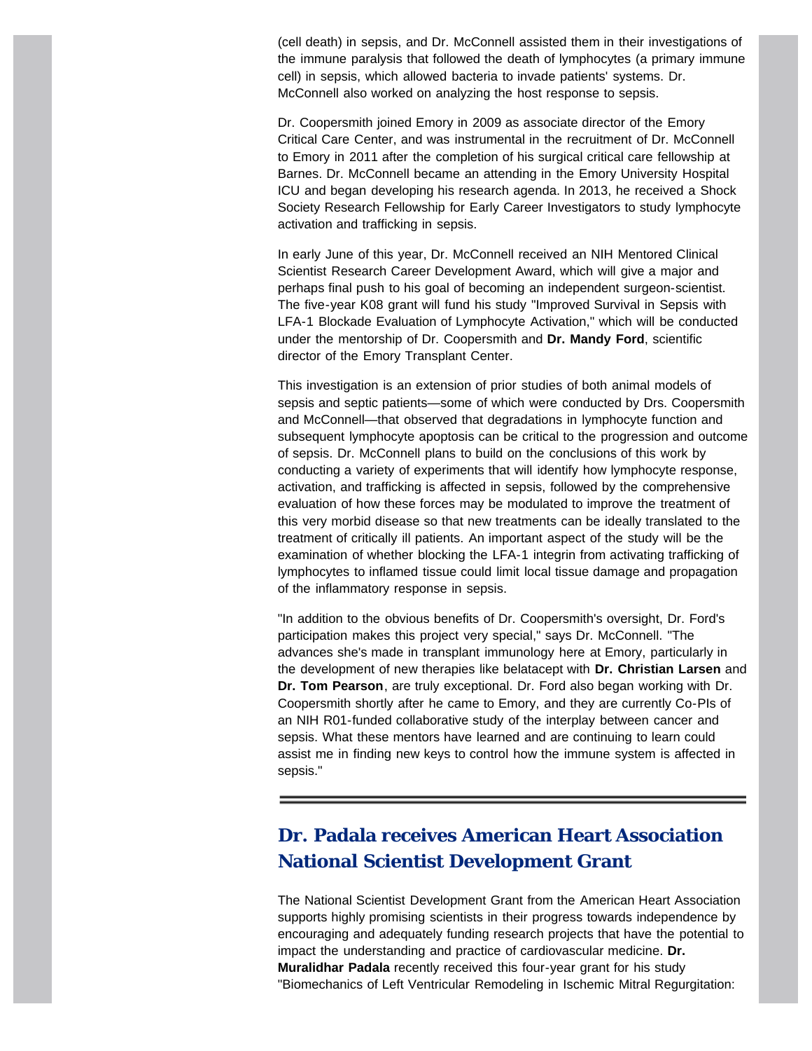(cell death) in sepsis, and Dr. McConnell assisted them in their investigations of the immune paralysis that followed the death of lymphocytes (a primary immune cell) in sepsis, which allowed bacteria to invade patients' systems. Dr. McConnell also worked on analyzing the host response to sepsis.

Dr. Coopersmith joined Emory in 2009 as associate director of the Emory Critical Care Center, and was instrumental in the recruitment of Dr. McConnell to Emory in 2011 after the completion of his surgical critical care fellowship at Barnes. Dr. McConnell became an attending in the Emory University Hospital ICU and began developing his research agenda. In 2013, he received a Shock Society Research Fellowship for Early Career Investigators to study lymphocyte activation and trafficking in sepsis.

In early June of this year, Dr. McConnell received an NIH Mentored Clinical Scientist Research Career Development Award, which will give a major and perhaps final push to his goal of becoming an independent surgeon-scientist. The five-year K08 grant will fund his study "Improved Survival in Sepsis with LFA-1 Blockade Evaluation of Lymphocyte Activation," which will be conducted under the mentorship of Dr. Coopersmith and **Dr. Mandy Ford**, scientific director of the Emory Transplant Center.

This investigation is an extension of prior studies of both animal models of sepsis and septic patients—some of which were conducted by Drs. Coopersmith and McConnell—that observed that degradations in lymphocyte function and subsequent lymphocyte apoptosis can be critical to the progression and outcome of sepsis. Dr. McConnell plans to build on the conclusions of this work by conducting a variety of experiments that will identify how lymphocyte response, activation, and trafficking is affected in sepsis, followed by the comprehensive evaluation of how these forces may be modulated to improve the treatment of this very morbid disease so that new treatments can be ideally translated to the treatment of critically ill patients. An important aspect of the study will be the examination of whether blocking the LFA-1 integrin from activating trafficking of lymphocytes to inflamed tissue could limit local tissue damage and propagation of the inflammatory response in sepsis.

"In addition to the obvious benefits of Dr. Coopersmith's oversight, Dr. Ford's participation makes this project very special," says Dr. McConnell. "The advances she's made in transplant immunology here at Emory, particularly in the development of new therapies like belatacept with **Dr. Christian Larsen** and **Dr. Tom Pearson**, are truly exceptional. Dr. Ford also began working with Dr. Coopersmith shortly after he came to Emory, and they are currently Co-PIs of an NIH R01-funded collaborative study of the interplay between cancer and sepsis. What these mentors have learned and are continuing to learn could assist me in finding new keys to control how the immune system is affected in sepsis."

---

## Dr. Padala receives American Heart Association National Scientist Development Grant

The National Scientist Development Grant from the American Heart Association supports highly promising scientists in their progress towards independence by encouraging and adequately funding research projects that have the potential to impact the understanding and practice of cardiovascular medicine. **Dr. Muralidhar Padala** recently received this four-year grant for his study "Biomechanics of Left Ventricular Remodeling in Ischemic Mitral Regurgitation: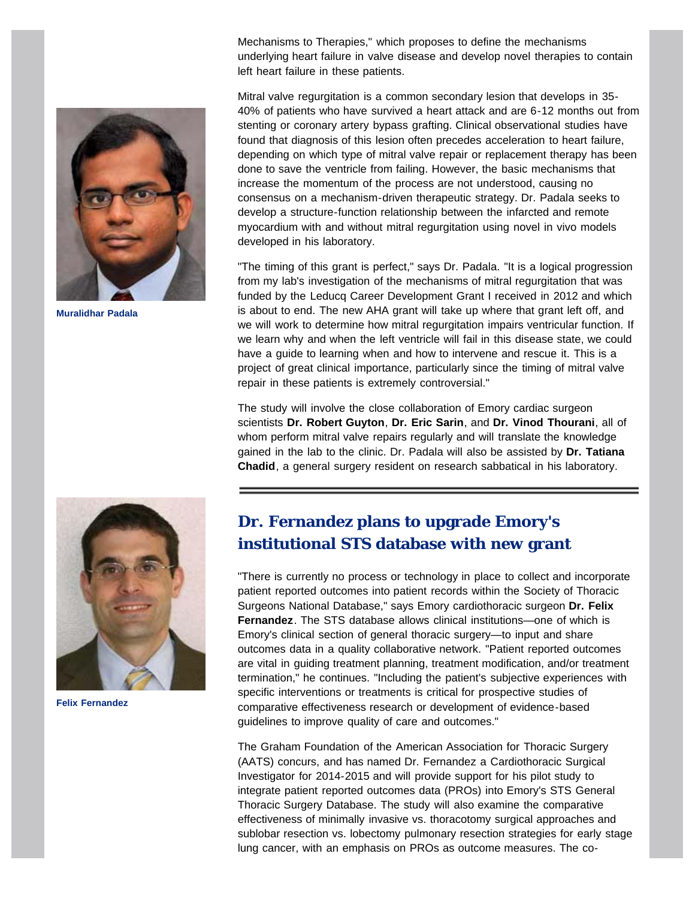Mechanisms to Therapies," which proposes to define the mechanisms underlying heart failure in valve disease and develop novel therapies to contain left heart failure in these patients.

Mitral valve regurgitation is a common secondary lesion that develops in 35-40% of patients who have survived a heart attack and are 6-12 months out from stenting or coronary artery bypass grafting. Clinical observational studies have found that diagnosis of this lesion often precedes acceleration to heart failure, depending on which type of mitral valve repair or replacement therapy has been done to save the ventricle from failing. However, the basic mechanisms that increase the momentum of the process are not understood, causing no consensus on a mechanism-driven therapeutic strategy. Dr. Padala seeks to develop a structure-function relationship between the infarcted and remote myocardium with and without mitral regurgitation using novel in vivo models developed in his laboratory.

**Muralidhar Padala**

"The timing of this grant is perfect," says Dr. Padala. "It is a logical progression from my lab's investigation of the mechanisms of mitral regurgitation that was funded by the Leducq Career Development Grant I received in 2012 and which is about to end. The new AHA grant will take up where that grant left off, and we will work to determine how mitral regurgitation impairs ventricular function. If we learn why and when the left ventricle will fail in this disease state, we could have a guide to learning when and how to intervene and rescue it. This is a project of great clinical importance, particularly since the timing of mitral valve repair in these patients is extremely controversial."

The study will involve the close collaboration of Emory cardiac surgeon scientists **Dr. Robert Guyton**, **Dr. Eric Sarin**, and **Dr. Vinod Thourani**, all of whom perform mitral valve repairs regularly and will translate the knowledge gained in the lab to the clinic. Dr. Padala will also be assisted by **Dr. Tatiana Chadid**, a general surgery resident on research sabbatical in his laboratory.

---

## Dr. Fernandez plans to upgrade Emory's institutional STS database with new grant

**Felix Fernandez**

"There is currently no process or technology in place to collect and incorporate patient reported outcomes into patient records within the Society of Thoracic Surgeons National Database," says Emory cardiothoracic surgeon **Dr. Felix Fernandez**. The STS database allows clinical institutions—one of which is Emory's clinical section of general thoracic surgery—to input and share outcomes data in a quality collaborative network. "Patient reported outcomes are vital in guiding treatment planning, treatment modification, and/or treatment termination," he continues. "Including the patient's subjective experiences with specific interventions or treatments is critical for prospective studies of comparative effectiveness research or development of evidence-based guidelines to improve quality of care and outcomes."

The Graham Foundation of the American Association for Thoracic Surgery (AATS) concurs, and has named Dr. Fernandez a Cardiothoracic Surgical Investigator for 2014-2015 and will provide support for his pilot study to integrate patient reported outcomes data (PROs) into Emory's STS General Thoracic Surgery Database. The study will also examine the comparative effectiveness of minimally invasive vs. thoracotomy surgical approaches and sublobar resection vs. lobectomy pulmonary resection strategies for early stage lung cancer, with an emphasis on PROs as outcome measures. The co-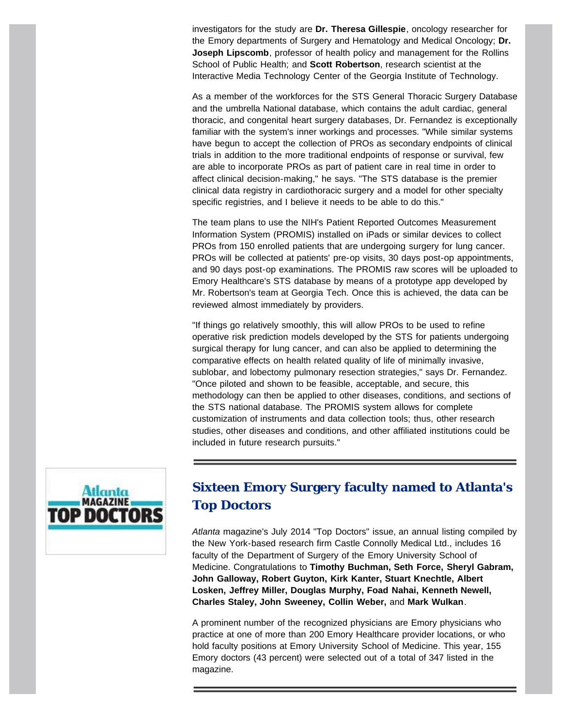investigators for the study are **Dr. Theresa Gillespie**, oncology researcher for the Emory departments of Surgery and Hematology and Medical Oncology; **Dr. Joseph Lipscomb**, professor of health policy and management for the Rollins School of Public Health; and **Scott Robertson**, research scientist at the Interactive Media Technology Center of the Georgia Institute of Technology.

As a member of the workforces for the STS General Thoracic Surgery Database and the umbrella National database, which contains the adult cardiac, general thoracic, and congenital heart surgery databases, Dr. Fernandez is exceptionally familiar with the system's inner workings and processes. "While similar systems have begun to accept the collection of PROs as secondary endpoints of clinical trials in addition to the more traditional endpoints of response or survival, few are able to incorporate PROs as part of patient care in real time in order to affect clinical decision-making," he says. "The STS database is the premier clinical data registry in cardiothoracic surgery and a model for other specialty specific registries, and I believe it needs to be able to do this."

The team plans to use the NIH's Patient Reported Outcomes Measurement Information System (PROMIS) installed on iPads or similar devices to collect PROs from 150 enrolled patients that are undergoing surgery for lung cancer. PROs will be collected at patients' pre-op visits, 30 days post-op appointments, and 90 days post-op examinations. The PROMIS raw scores will be uploaded to Emory Healthcare's STS database by means of a prototype app developed by Mr. Robertson's team at Georgia Tech. Once this is achieved, the data can be reviewed almost immediately by providers.

"If things go relatively smoothly, this will allow PROs to be used to refine operative risk prediction models developed by the STS for patients undergoing surgical therapy for lung cancer, and can also be applied to determining the comparative effects on health related quality of life of minimally invasive, sublobar, and lobectomy pulmonary resection strategies," says Dr. Fernandez. "Once piloted and shown to be feasible, acceptable, and secure, this methodology can then be applied to other diseases, conditions, and sections of the STS national database. The PROMIS system allows for complete customization of instruments and data collection tools; thus, other research studies, other diseases and conditions, and other affiliated institutions could be included in future research pursuits."

---

## Sixteen Emory Surgery faculty named to Atlanta's Top Doctors

*Atlanta* magazine's July 2014 "Top Doctors" issue, an annual listing compiled by the New York-based research firm Castle Connolly Medical Ltd., includes 16 faculty of the Department of Surgery of the Emory University School of Medicine. Congratulations to **Timothy Buchman, Seth Force, Sheryl Gabram, John Galloway, Robert Guyton, Kirk Kanter, Stuart Knechtle, Albert Losken, Jeffrey Miller, Douglas Murphy, Foad Nahai, Kenneth Newell, Charles Staley, John Sweeney, Collin Weber,** and **Mark Wulkan**.

A prominent number of the recognized physicians are Emory physicians who practice at one of more than 200 Emory Healthcare provider locations, or who hold faculty positions at Emory University School of Medicine. This year, 155 Emory doctors (43 percent) were selected out of a total of 347 listed in the magazine.

---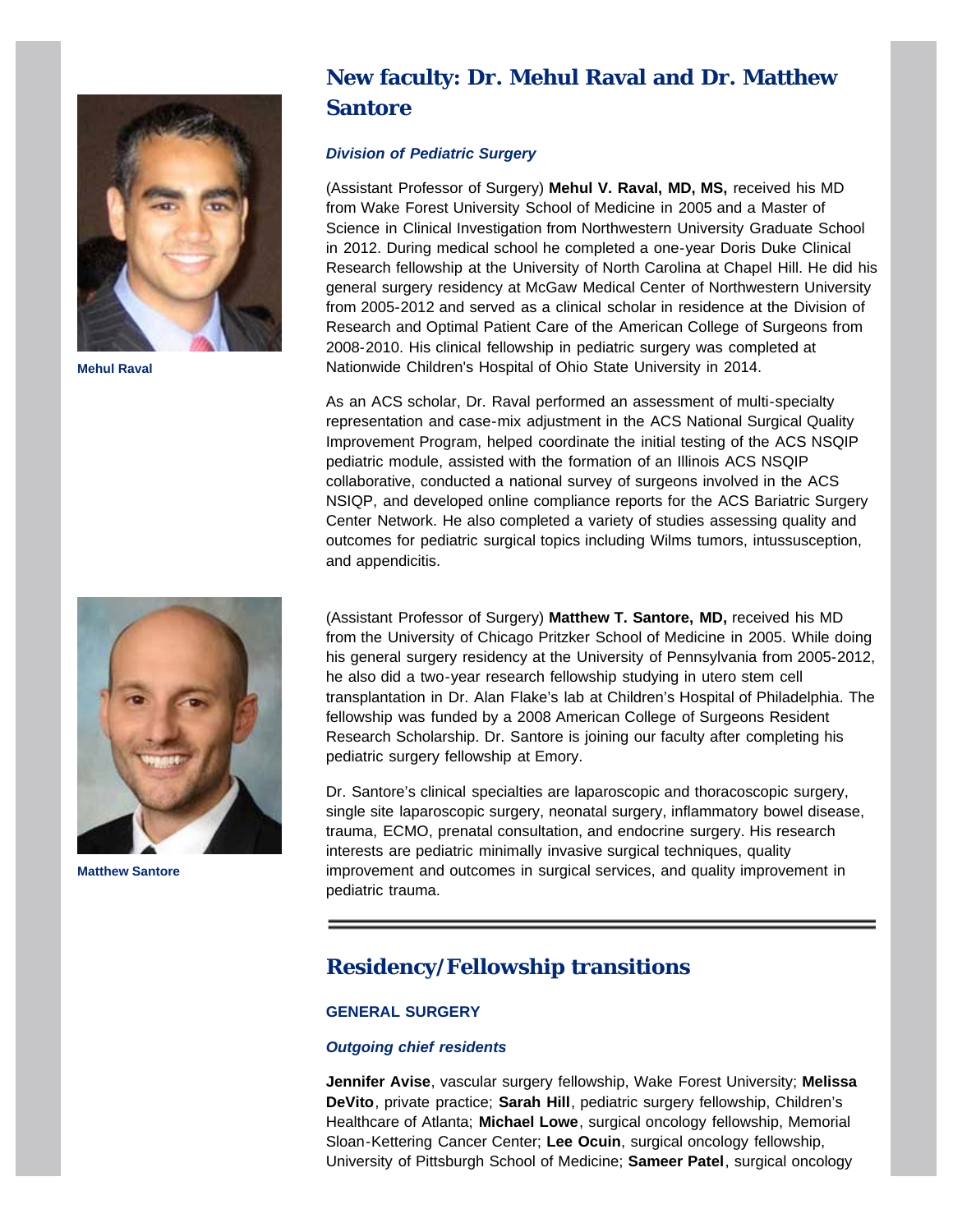## New faculty: Dr. Mehul Raval and Dr. Matthew Santore

Mehul Raval

### *Division of Pediatric Surgery*

(Assistant Professor of Surgery) **Mehul V. Raval, MD, MS,** received his MD from Wake Forest University School of Medicine in 2005 and a Master of Science in Clinical Investigation from Northwestern University Graduate School in 2012. During medical school he completed a one-year Doris Duke Clinical Research fellowship at the University of North Carolina at Chapel Hill. He did his general surgery residency at McGaw Medical Center of Northwestern University from 2005-2012 and served as a clinical scholar in residence at the Division of Research and Optimal Patient Care of the American College of Surgeons from 2008-2010. His clinical fellowship in pediatric surgery was completed at Nationwide Children's Hospital of Ohio State University in 2014.

As an ACS scholar, Dr. Raval performed an assessment of multi-specialty representation and case-mix adjustment in the ACS National Surgical Quality Improvement Program, helped coordinate the initial testing of the ACS NSQIP pediatric module, assisted with the formation of an Illinois ACS NSQIP collaborative, conducted a national survey of surgeons involved in the ACS NSIQP, and developed online compliance reports for the ACS Bariatric Surgery Center Network. He also completed a variety of studies assessing quality and outcomes for pediatric surgical topics including Wilms tumors, intussusception, and appendicitis.

Matthew Santore

(Assistant Professor of Surgery) **Matthew T. Santore, MD,** received his MD from the University of Chicago Pritzker School of Medicine in 2005. While doing his general surgery residency at the University of Pennsylvania from 2005-2012, he also did a two-year research fellowship studying in utero stem cell transplantation in Dr. Alan Flake's lab at Children's Hospital of Philadelphia. The fellowship was funded by a 2008 American College of Surgeons Resident Research Scholarship. Dr. Santore is joining our faculty after completing his pediatric surgery fellowship at Emory.

Dr. Santore's clinical specialties are laparoscopic and thoracoscopic surgery, single site laparoscopic surgery, neonatal surgery, inflammatory bowel disease, trauma, ECMO, prenatal consultation, and endocrine surgery. His research interests are pediatric minimally invasive surgical techniques, quality improvement and outcomes in surgical services, and quality improvement in pediatric trauma.

---

## Residency/Fellowship transitions

### GENERAL SURGERY

#### *Outgoing chief residents*

**Jennifer Avise**, vascular surgery fellowship, Wake Forest University; **Melissa DeVito**, private practice; **Sarah Hill**, pediatric surgery fellowship, Children's Healthcare of Atlanta; **Michael Lowe**, surgical oncology fellowship, Memorial Sloan-Kettering Cancer Center; **Lee Ocuin**, surgical oncology fellowship, University of Pittsburgh School of Medicine; **Sameer Patel**, surgical oncology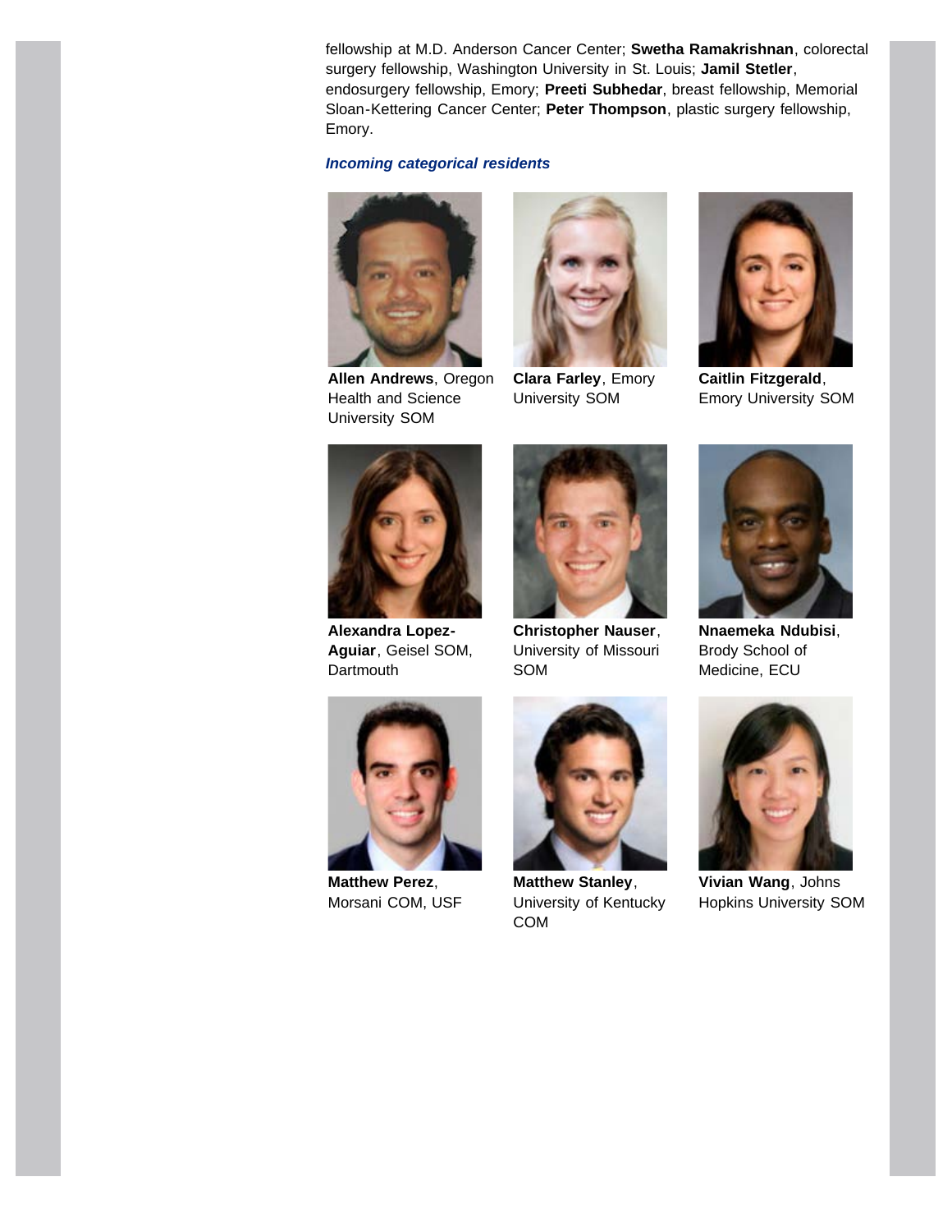fellowship at M.D. Anderson Cancer Center; **Swetha Ramakrishnan**, colorectal surgery fellowship, Washington University in St. Louis; **Jamil Stetler**, endosurgery fellowship, Emory; **Preeti Subhedar**, breast fellowship, Memorial Sloan-Kettering Cancer Center; **Peter Thompson**, plastic surgery fellowship, Emory.

***Incoming categorical residents***

**Allen Andrews**, Oregon Health and Science University SOM

**Clara Farley**, Emory University SOM

**Caitlin Fitzgerald**, Emory University SOM

**Alexandra Lopez-Aguiar**, Geisel SOM, Dartmouth

**Christopher Nauser**, University of Missouri SOM

**Nnaemeka Ndubisi**, Brody School of Medicine, ECU

**Matthew Perez**, Morsani COM, USF

**Matthew Stanley**, University of Kentucky COM

**Vivian Wang**, Johns Hopkins University SOM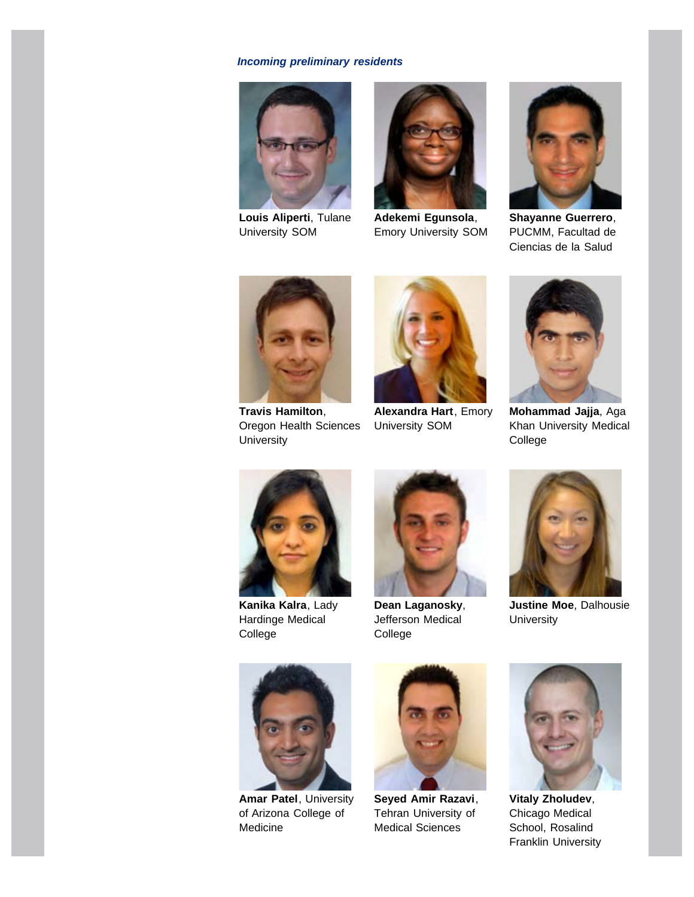***Incoming preliminary residents***

**Louis Aliperti**, Tulane University SOM

**Adekemi Egunsola**, Emory University SOM

**Shayanne Guerrero**, PUCMM, Facultad de Ciencias de la Salud

**Travis Hamilton**, Oregon Health Sciences University

**Alexandra Hart**, Emory University SOM

**Mohammad Jajja**, Aga Khan University Medical College

**Kanika Kalra**, Lady Hardinge Medical College

**Dean Laganosky**, Jefferson Medical College

**Justine Moe**, Dalhousie University

**Amar Patel**, University of Arizona College of Medicine

**Seyed Amir Razavi**, Tehran University of Medical Sciences

**Vitaly Zholudev**, Chicago Medical School, Rosalind Franklin University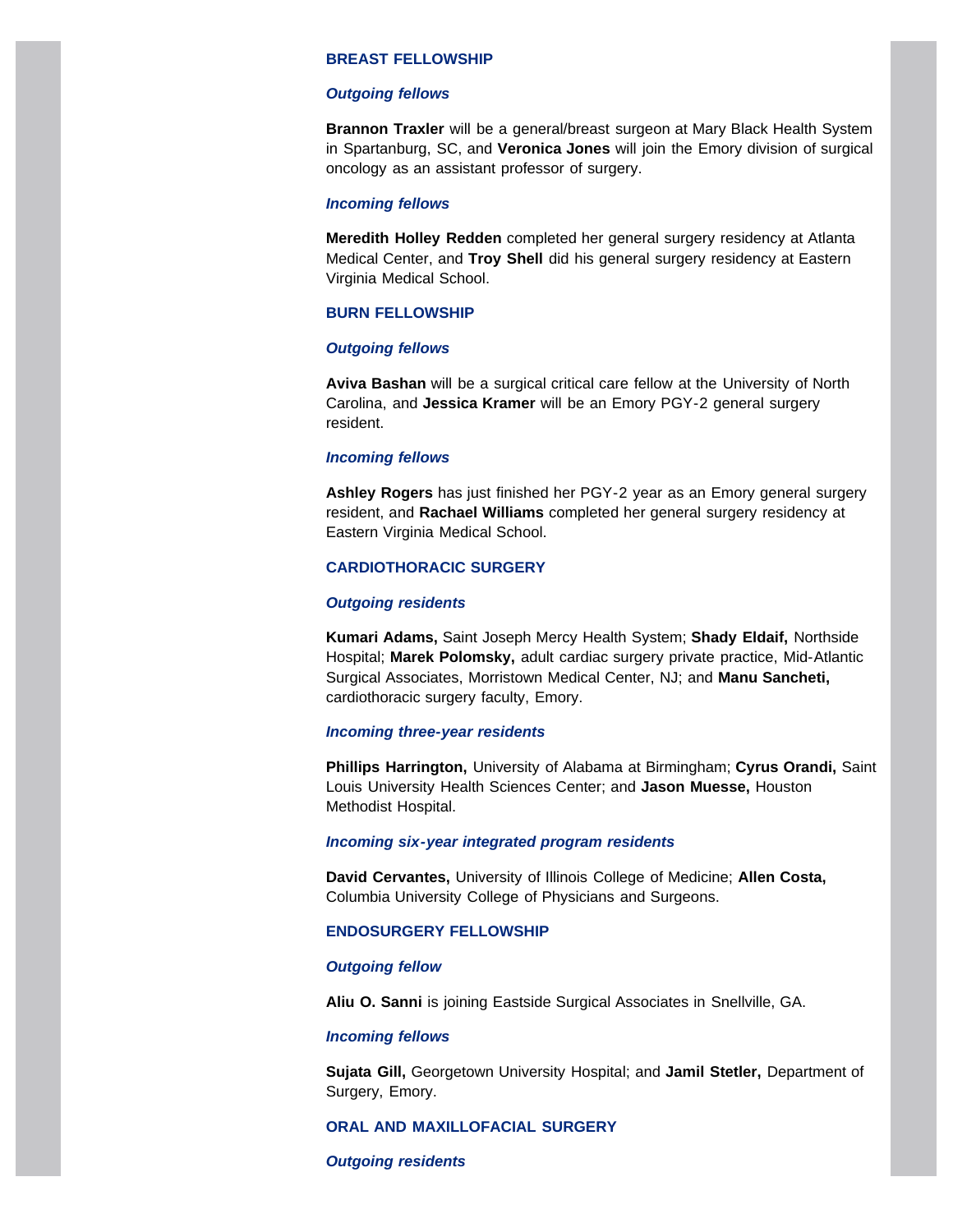### BREAST FELLOWSHIP

***Outgoing fellows***

**Brannon Traxler** will be a general/breast surgeon at Mary Black Health System in Spartanburg, SC, and **Veronica Jones** will join the Emory division of surgical oncology as an assistant professor of surgery.

***Incoming fellows***

**Meredith Holley Redden** completed her general surgery residency at Atlanta Medical Center, and **Troy Shell** did his general surgery residency at Eastern Virginia Medical School.

### BURN FELLOWSHIP

***Outgoing fellows***

**Aviva Bashan** will be a surgical critical care fellow at the University of North Carolina, and **Jessica Kramer** will be an Emory PGY-2 general surgery resident.

***Incoming fellows***

**Ashley Rogers** has just finished her PGY-2 year as an Emory general surgery resident, and **Rachael Williams** completed her general surgery residency at Eastern Virginia Medical School.

### CARDIOTHORACIC SURGERY

***Outgoing residents***

**Kumari Adams,** Saint Joseph Mercy Health System; **Shady Eldaif,** Northside Hospital; **Marek Polomsky,** adult cardiac surgery private practice, Mid-Atlantic Surgical Associates, Morristown Medical Center, NJ; and **Manu Sancheti,** cardiothoracic surgery faculty, Emory.

***Incoming three-year residents***

**Phillips Harrington,** University of Alabama at Birmingham; **Cyrus Orandi,** Saint Louis University Health Sciences Center; and **Jason Muesse,** Houston Methodist Hospital.

***Incoming six-year integrated program residents***

**David Cervantes,** University of Illinois College of Medicine; **Allen Costa,** Columbia University College of Physicians and Surgeons.

### ENDOSURGERY FELLOWSHIP

***Outgoing fellow***

**Aliu O. Sanni** is joining Eastside Surgical Associates in Snellville, GA.

***Incoming fellows***

**Sujata Gill,** Georgetown University Hospital; and **Jamil Stetler,** Department of Surgery, Emory.

### ORAL AND MAXILLOFACIAL SURGERY

***Outgoing residents***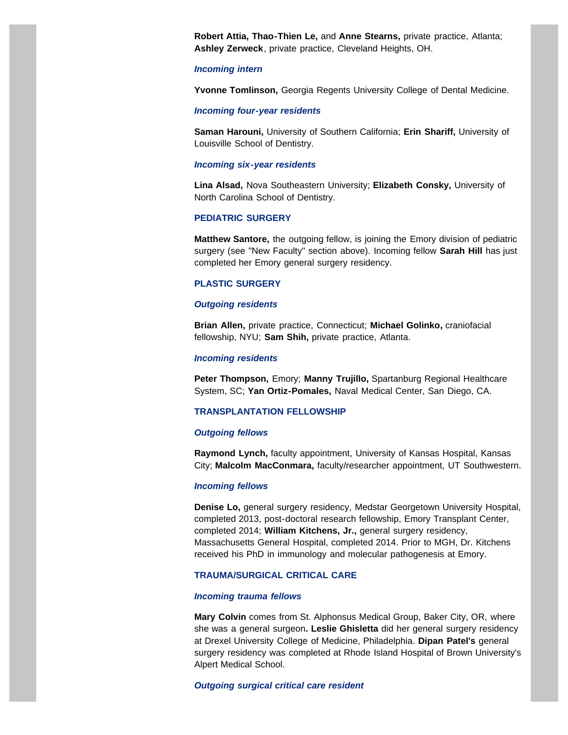**Robert Attia, Thao-Thien Le,** and **Anne Stearns,** private practice, Atlanta; **Ashley Zerweck**, private practice, Cleveland Heights, OH.

***Incoming intern***

**Yvonne Tomlinson,** Georgia Regents University College of Dental Medicine.

***Incoming four-year residents***

**Saman Harouni,** University of Southern California; **Erin Shariff,** University of Louisville School of Dentistry.

***Incoming six-year residents***

**Lina Alsad,** Nova Southeastern University; **Elizabeth Consky,** University of North Carolina School of Dentistry.

### PEDIATRIC SURGERY

**Matthew Santore,** the outgoing fellow, is joining the Emory division of pediatric surgery (see "New Faculty" section above). Incoming fellow **Sarah Hill** has just completed her Emory general surgery residency.

### PLASTIC SURGERY

***Outgoing residents***

**Brian Allen,** private practice, Connecticut; **Michael Golinko,** craniofacial fellowship, NYU; **Sam Shih,** private practice, Atlanta.

***Incoming residents***

**Peter Thompson,** Emory; **Manny Trujillo,** Spartanburg Regional Healthcare System, SC; **Yan Ortiz-Pomales,** Naval Medical Center, San Diego, CA.

### TRANSPLANTATION FELLOWSHIP

***Outgoing fellows***

**Raymond Lynch,** faculty appointment, University of Kansas Hospital, Kansas City; **Malcolm MacConmara,** faculty/researcher appointment, UT Southwestern.

***Incoming fellows***

**Denise Lo,** general surgery residency, Medstar Georgetown University Hospital, completed 2013, post-doctoral research fellowship, Emory Transplant Center, completed 2014; **William Kitchens, Jr.,** general surgery residency, Massachusetts General Hospital, completed 2014. Prior to MGH, Dr. Kitchens received his PhD in immunology and molecular pathogenesis at Emory.

### TRAUMA/SURGICAL CRITICAL CARE

***Incoming trauma fellows***

**Mary Colvin** comes from St. Alphonsus Medical Group, Baker City, OR, where she was a general surgeon**. Leslie Ghisletta** did her general surgery residency at Drexel University College of Medicine, Philadelphia. **Dipan Patel's** general surgery residency was completed at Rhode Island Hospital of Brown University's Alpert Medical School.

***Outgoing surgical critical care resident***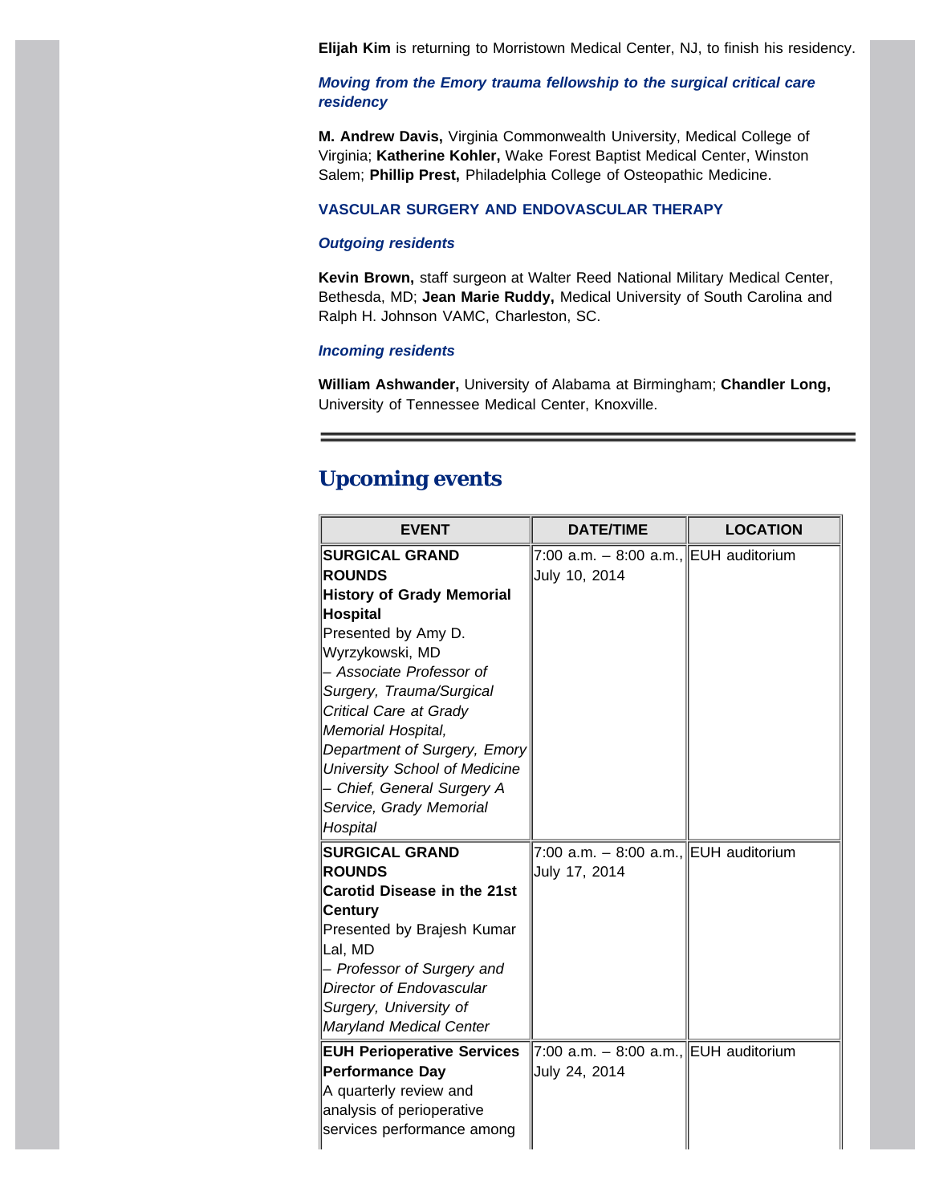**Elijah Kim** is returning to Morristown Medical Center, NJ, to finish his residency.

***Moving from the Emory trauma fellowship to the surgical critical care residency***

**M. Andrew Davis,** Virginia Commonwealth University, Medical College of Virginia; **Katherine Kohler,** Wake Forest Baptist Medical Center, Winston Salem; **Phillip Prest,** Philadelphia College of Osteopathic Medicine.

### VASCULAR SURGERY AND ENDOVASCULAR THERAPY

***Outgoing residents***

**Kevin Brown,** staff surgeon at Walter Reed National Military Medical Center, Bethesda, MD; **Jean Marie Ruddy,** Medical University of South Carolina and Ralph H. Johnson VAMC, Charleston, SC.

***Incoming residents***

**William Ashwander,** University of Alabama at Birmingham; **Chandler Long,** University of Tennessee Medical Center, Knoxville.

---

## Upcoming events

| EVENT | DATE/TIME | LOCATION |
|---|---|---|
| **SURGICAL GRAND ROUNDS** **History of Grady Memorial Hospital** Presented by Amy D. Wyrzykowski, MD *– Associate Professor of Surgery, Trauma/Surgical Critical Care at Grady Memorial Hospital, Department of Surgery, Emory University School of Medicine – Chief, General Surgery A Service, Grady Memorial Hospital* | 7:00 a.m. – 8:00 a.m., July 10, 2014 | EUH auditorium |
| **SURGICAL GRAND ROUNDS** **Carotid Disease in the 21st Century** Presented by Brajesh Kumar Lal, MD *– Professor of Surgery and Director of Endovascular Surgery, University of Maryland Medical Center* | 7:00 a.m. – 8:00 a.m., July 17, 2014 | EUH auditorium |
| **EUH Perioperative Services Performance Day** A quarterly review and analysis of perioperative services performance among | 7:00 a.m. – 8:00 a.m., July 24, 2014 | EUH auditorium |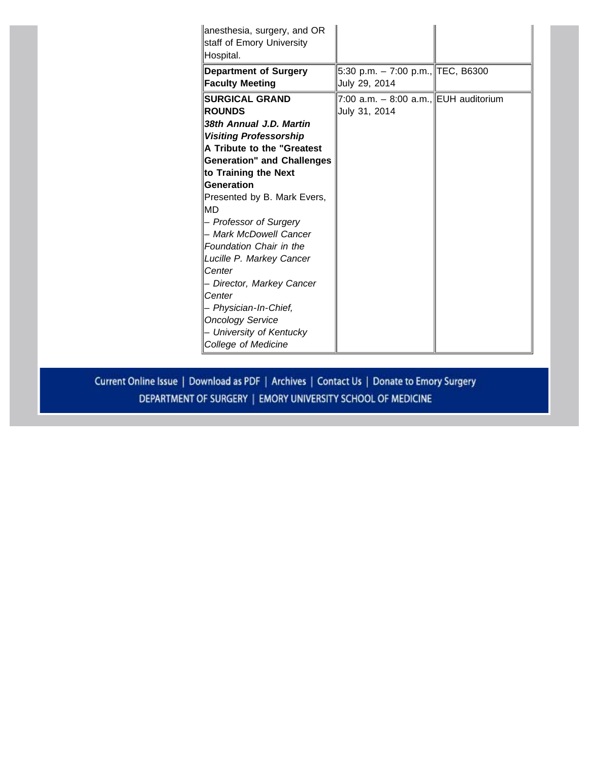| | | |
|---|---|---|
| anesthesia, surgery, and OR staff of Emory University Hospital. | | |
| **Department of Surgery Faculty Meeting** | 5:30 p.m. – 7:00 p.m., July 29, 2014 | TEC, B6300 |
| **SURGICAL GRAND ROUNDS** ***38th Annual J.D. Martin Visiting Professorship*** **A Tribute to the "Greatest Generation" and Challenges to Training the Next Generation** Presented by B. Mark Evers, MD *– Professor of Surgery* *– Mark McDowell Cancer Foundation Chair in the Lucille P. Markey Cancer Center* *– Director, Markey Cancer Center* *– Physician-In-Chief, Oncology Service* *– University of Kentucky College of Medicine* | 7:00 a.m. – 8:00 a.m., July 31, 2014 | EUH auditorium |

Current Online Issue | Download as PDF | Archives | Contact Us | Donate to Emory Surgery

DEPARTMENT OF SURGERY | EMORY UNIVERSITY SCHOOL OF MEDICINE